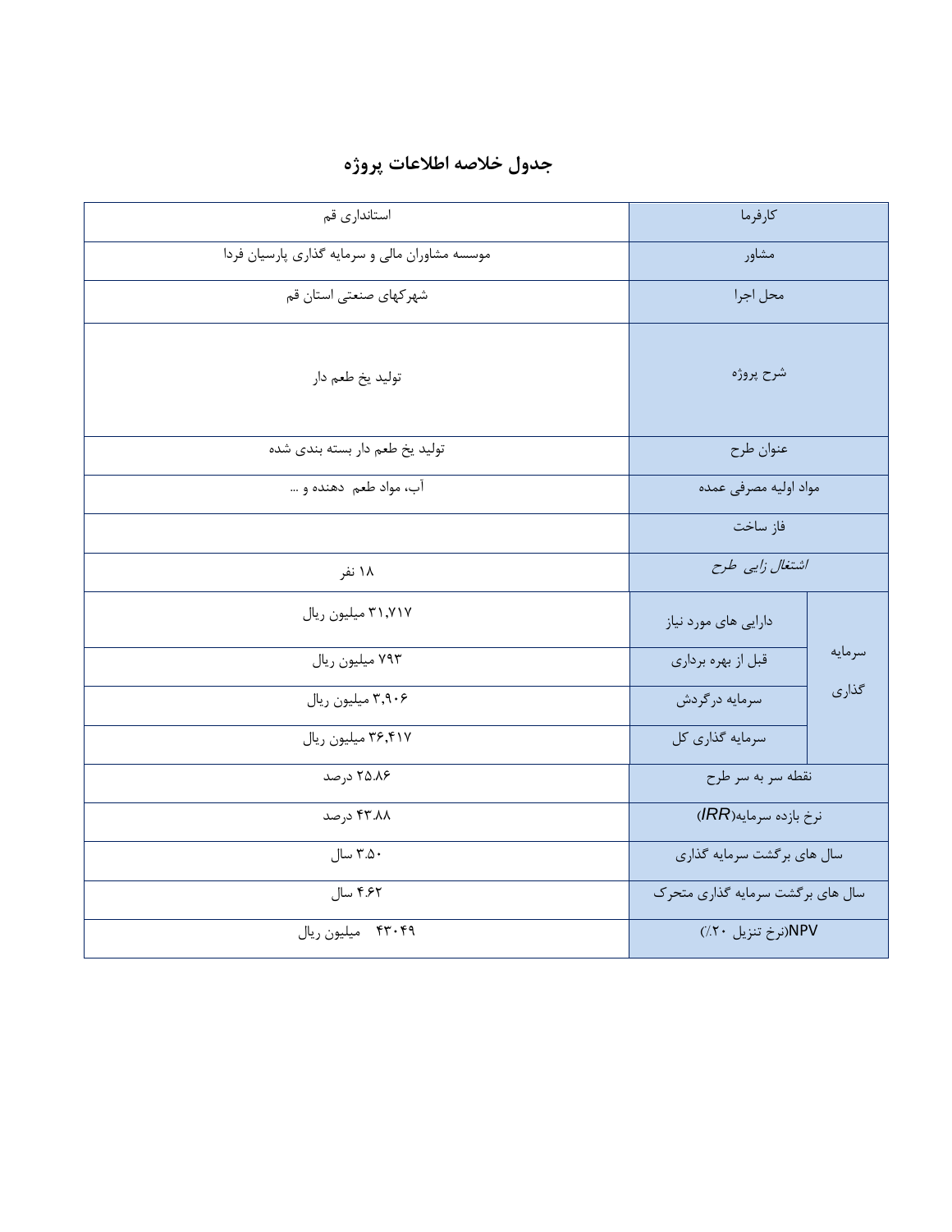# جدول خلاصه اطلاعات پروژه

| | | |
|---|---|---|
| کارفرما | | استانداری قم |
| مشاور | | موسسه مشاوران مالی و سرمایه گذاری پارسیان فردا |
| محل اجرا | | شهرکهای صنعتی استان قم |
| شرح پروژه | | تولید یخ طعم دار |
| عنوان طرح | | تولید یخ طعم دار بسته بندی شده |
| مواد اولیه مصرفی عمده | | آب، مواد طعم دهنده و ... |
| فاز ساخت | | |
| *اشتغال زایی طرح* | | ۱۸ نفر |
| سرمایه گذاری | دارایی های مورد نیاز | ۳۱,۷۱۷ میلیون ریال |
| | قبل از بهره برداری | ۷۹۳ میلیون ریال |
| | سرمایه درگردش | ۳,۹۰۶ میلیون ریال |
| | سرمایه گذاری کل | ۳۶,۴۱۷ میلیون ریال |
| نقطه سر به سر طرح | | ۲۵.۸۶ درصد |
| نرخ بازده سرمایه(*IRR*) | | ۴۳.۸۸ درصد |
| سال های برگشت سرمایه گذاری | | ۳.۵۰ سال |
| سال های برگشت سرمایه گذاری متحرک | | ۴.۶۲ سال |
| NPV(نرخ تنزیل ۲۰٪) | | ۴۳۰۴۹ میلیون ریال |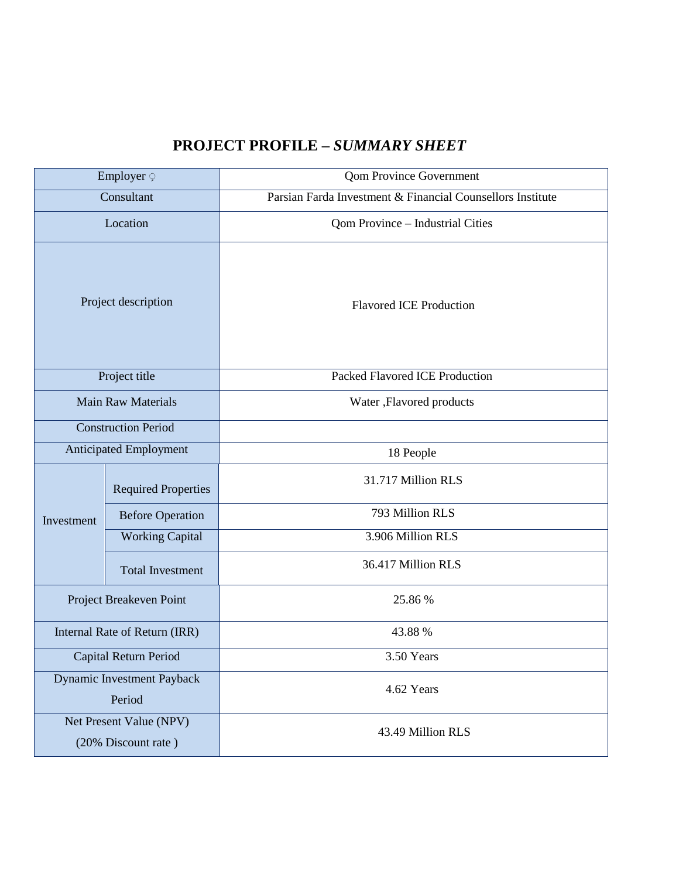# PROJECT PROFILE – *SUMMARY SHEET*

| | | |
|---|---|---|
| Employer ♀ | | Qom Province Government |
| Consultant | | Parsian Farda Investment & Financial Counsellors Institute |
| Location | | Qom Province – Industrial Cities |
| Project description | | Flavored ICE Production |
| Project title | | Packed Flavored ICE Production |
| Main Raw Materials | | Water ,Flavored products |
| Construction Period | | |
| Anticipated Employment | | 18 People |
| Investment | Required Properties | 31.717 Million RLS |
| | Before Operation | 793 Million RLS |
| | Working Capital | 3.906 Million RLS |
| | Total Investment | 36.417 Million RLS |
| Project Breakeven Point | | 25.86 % |
| Internal Rate of Return (IRR) | | 43.88 % |
| Capital Return Period | | 3.50 Years |
| Dynamic Investment Payback Period | | 4.62 Years |
| Net Present Value (NPV) (20% Discount rate ) | | 43.49 Million RLS |